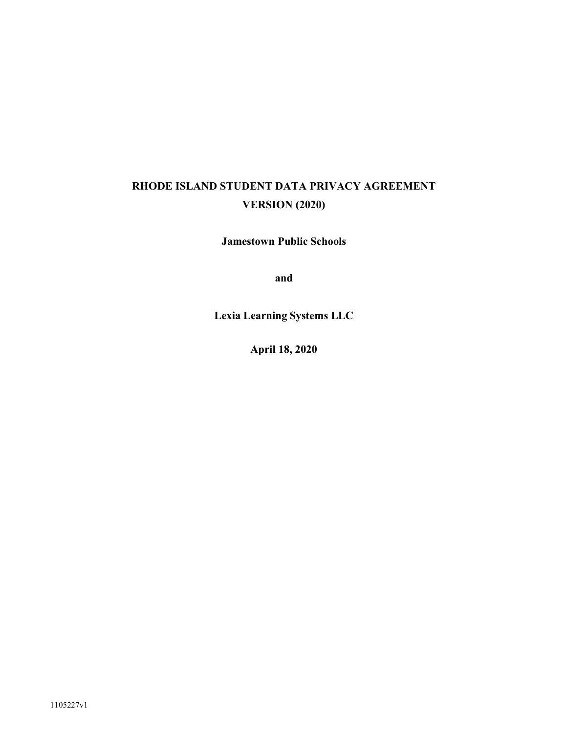# RHODE ISLAND STUDENT DATA PRIVACY AGREEMENT
# VERSION (2020)

**Jamestown Public Schools**

**and**

**Lexia Learning Systems LLC**

**April 18, 2020**

1105227v1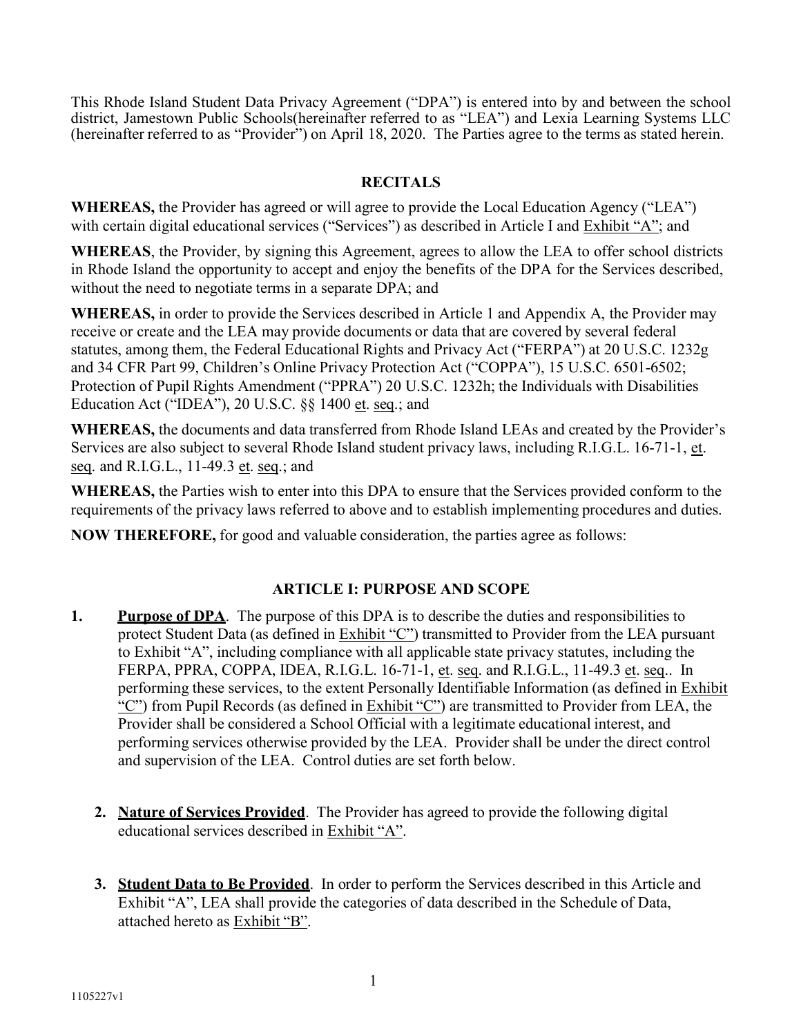This Rhode Island Student Data Privacy Agreement ("DPA") is entered into by and between the school district, Jamestown Public Schools(hereinafter referred to as "LEA") and Lexia Learning Systems LLC (hereinafter referred to as "Provider") on April 18, 2020. The Parties agree to the terms as stated herein.

## RECITALS

**WHEREAS,** the Provider has agreed or will agree to provide the Local Education Agency ("LEA") with certain digital educational services ("Services") as described in Article I and Exhibit "A"; and

**WHEREAS**, the Provider, by signing this Agreement, agrees to allow the LEA to offer school districts in Rhode Island the opportunity to accept and enjoy the benefits of the DPA for the Services described, without the need to negotiate terms in a separate DPA; and

**WHEREAS,** in order to provide the Services described in Article 1 and Appendix A, the Provider may receive or create and the LEA may provide documents or data that are covered by several federal statutes, among them, the Federal Educational Rights and Privacy Act ("FERPA") at 20 U.S.C. 1232g and 34 CFR Part 99, Children's Online Privacy Protection Act ("COPPA"), 15 U.S.C. 6501-6502; Protection of Pupil Rights Amendment ("PPRA") 20 U.S.C. 1232h; the Individuals with Disabilities Education Act ("IDEA"), 20 U.S.C. §§ 1400 et. seq.; and

**WHEREAS,** the documents and data transferred from Rhode Island LEAs and created by the Provider's Services are also subject to several Rhode Island student privacy laws, including R.I.G.L. 16-71-1, et. seq. and R.I.G.L., 11-49.3 et. seq.; and

**WHEREAS,** the Parties wish to enter into this DPA to ensure that the Services provided conform to the requirements of the privacy laws referred to above and to establish implementing procedures and duties.

**NOW THEREFORE,** for good and valuable consideration, the parties agree as follows:

## ARTICLE I: PURPOSE AND SCOPE

1. **Purpose of DPA**. The purpose of this DPA is to describe the duties and responsibilities to protect Student Data (as defined in Exhibit "C") transmitted to Provider from the LEA pursuant to Exhibit "A", including compliance with all applicable state privacy statutes, including the FERPA, PPRA, COPPA, IDEA, R.I.G.L. 16-71-1, et. seq. and R.I.G.L., 11-49.3 et. seq.. In performing these services, to the extent Personally Identifiable Information (as defined in Exhibit "C") from Pupil Records (as defined in Exhibit "C") are transmitted to Provider from LEA, the Provider shall be considered a School Official with a legitimate educational interest, and performing services otherwise provided by the LEA. Provider shall be under the direct control and supervision of the LEA. Control duties are set forth below.

2. **Nature of Services Provided**. The Provider has agreed to provide the following digital educational services described in Exhibit "A".

3. **Student Data to Be Provided**. In order to perform the Services described in this Article and Exhibit "A", LEA shall provide the categories of data described in the Schedule of Data, attached hereto as Exhibit "B".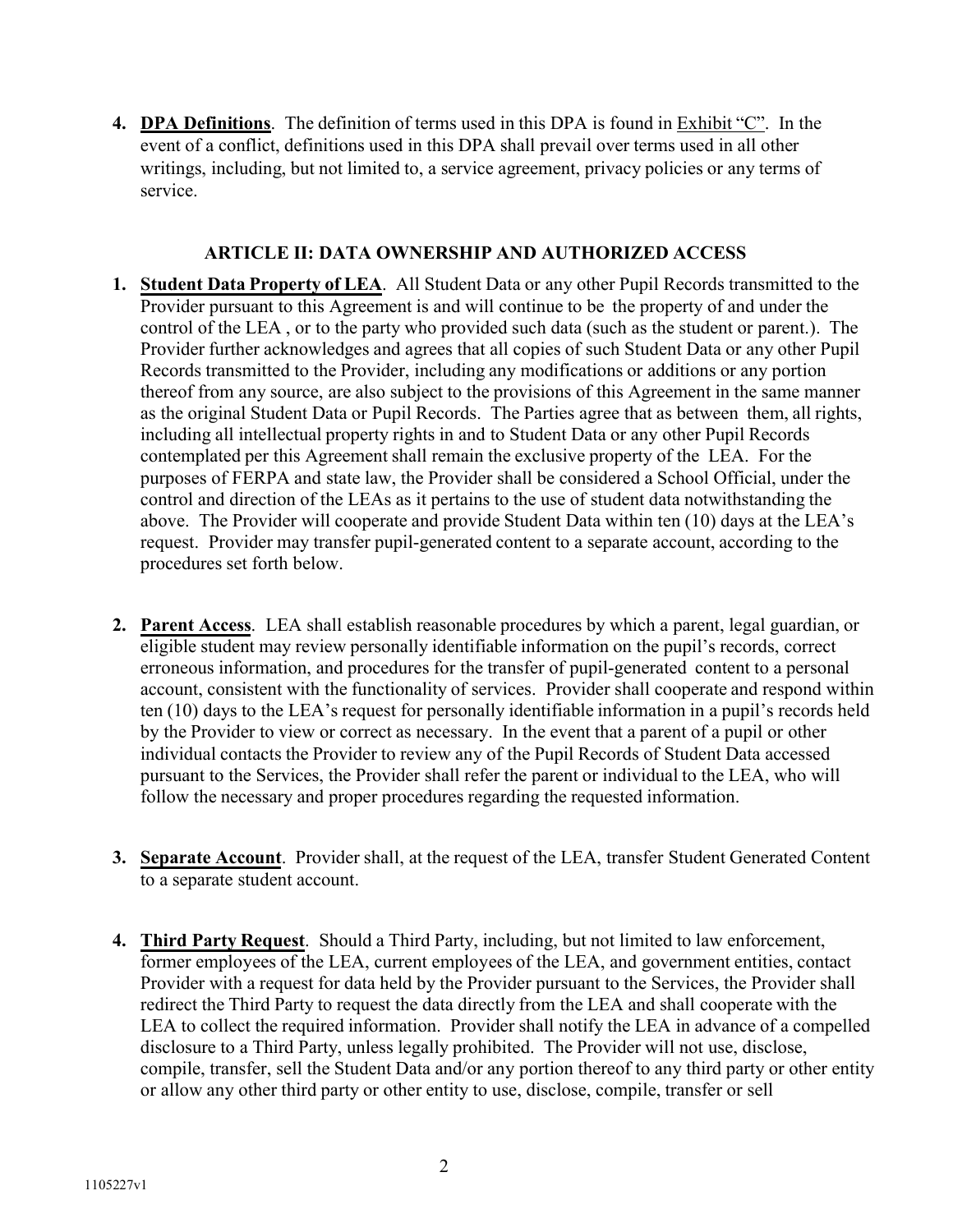4. **DPA Definitions**. The definition of terms used in this DPA is found in Exhibit "C". In the event of a conflict, definitions used in this DPA shall prevail over terms used in all other writings, including, but not limited to, a service agreement, privacy policies or any terms of service.

## ARTICLE II: DATA OWNERSHIP AND AUTHORIZED ACCESS

1. **Student Data Property of LEA**. All Student Data or any other Pupil Records transmitted to the Provider pursuant to this Agreement is and will continue to be the property of and under the control of the LEA , or to the party who provided such data (such as the student or parent.). The Provider further acknowledges and agrees that all copies of such Student Data or any other Pupil Records transmitted to the Provider, including any modifications or additions or any portion thereof from any source, are also subject to the provisions of this Agreement in the same manner as the original Student Data or Pupil Records. The Parties agree that as between them, all rights, including all intellectual property rights in and to Student Data or any other Pupil Records contemplated per this Agreement shall remain the exclusive property of the LEA. For the purposes of FERPA and state law, the Provider shall be considered a School Official, under the control and direction of the LEAs as it pertains to the use of student data notwithstanding the above. The Provider will cooperate and provide Student Data within ten (10) days at the LEA's request. Provider may transfer pupil-generated content to a separate account, according to the procedures set forth below.

2. **Parent Access**. LEA shall establish reasonable procedures by which a parent, legal guardian, or eligible student may review personally identifiable information on the pupil's records, correct erroneous information, and procedures for the transfer of pupil-generated content to a personal account, consistent with the functionality of services. Provider shall cooperate and respond within ten (10) days to the LEA's request for personally identifiable information in a pupil's records held by the Provider to view or correct as necessary. In the event that a parent of a pupil or other individual contacts the Provider to review any of the Pupil Records of Student Data accessed pursuant to the Services, the Provider shall refer the parent or individual to the LEA, who will follow the necessary and proper procedures regarding the requested information.

3. **Separate Account**. Provider shall, at the request of the LEA, transfer Student Generated Content to a separate student account.

4. **Third Party Request**. Should a Third Party, including, but not limited to law enforcement, former employees of the LEA, current employees of the LEA, and government entities, contact Provider with a request for data held by the Provider pursuant to the Services, the Provider shall redirect the Third Party to request the data directly from the LEA and shall cooperate with the LEA to collect the required information. Provider shall notify the LEA in advance of a compelled disclosure to a Third Party, unless legally prohibited. The Provider will not use, disclose, compile, transfer, sell the Student Data and/or any portion thereof to any third party or other entity or allow any other third party or other entity to use, disclose, compile, transfer or sell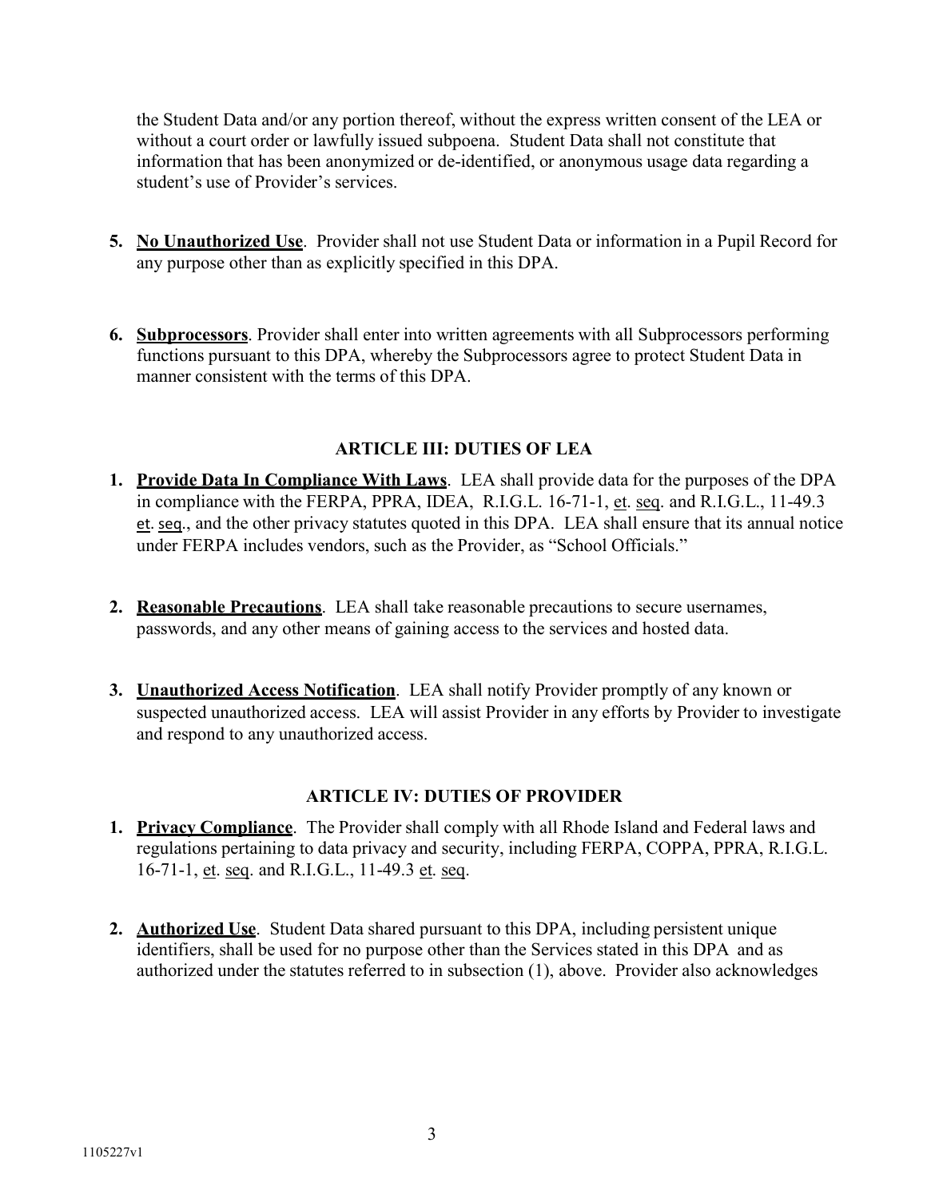the Student Data and/or any portion thereof, without the express written consent of the LEA or without a court order or lawfully issued subpoena. Student Data shall not constitute that information that has been anonymized or de-identified, or anonymous usage data regarding a student's use of Provider's services.

5. **No Unauthorized Use**. Provider shall not use Student Data or information in a Pupil Record for any purpose other than as explicitly specified in this DPA.

6. **Subprocessors**. Provider shall enter into written agreements with all Subprocessors performing functions pursuant to this DPA, whereby the Subprocessors agree to protect Student Data in manner consistent with the terms of this DPA.

## ARTICLE III: DUTIES OF LEA

1. **Provide Data In Compliance With Laws**. LEA shall provide data for the purposes of the DPA in compliance with the FERPA, PPRA, IDEA, R.I.G.L. 16-71-1, et. seq. and R.I.G.L., 11-49.3 et. seq., and the other privacy statutes quoted in this DPA. LEA shall ensure that its annual notice under FERPA includes vendors, such as the Provider, as "School Officials."

2. **Reasonable Precautions**. LEA shall take reasonable precautions to secure usernames, passwords, and any other means of gaining access to the services and hosted data.

3. **Unauthorized Access Notification**. LEA shall notify Provider promptly of any known or suspected unauthorized access. LEA will assist Provider in any efforts by Provider to investigate and respond to any unauthorized access.

## ARTICLE IV: DUTIES OF PROVIDER

1. **Privacy Compliance**. The Provider shall comply with all Rhode Island and Federal laws and regulations pertaining to data privacy and security, including FERPA, COPPA, PPRA, R.I.G.L. 16-71-1, et. seq. and R.I.G.L., 11-49.3 et. seq.

2. **Authorized Use**. Student Data shared pursuant to this DPA, including persistent unique identifiers, shall be used for no purpose other than the Services stated in this DPA and as authorized under the statutes referred to in subsection (1), above. Provider also acknowledges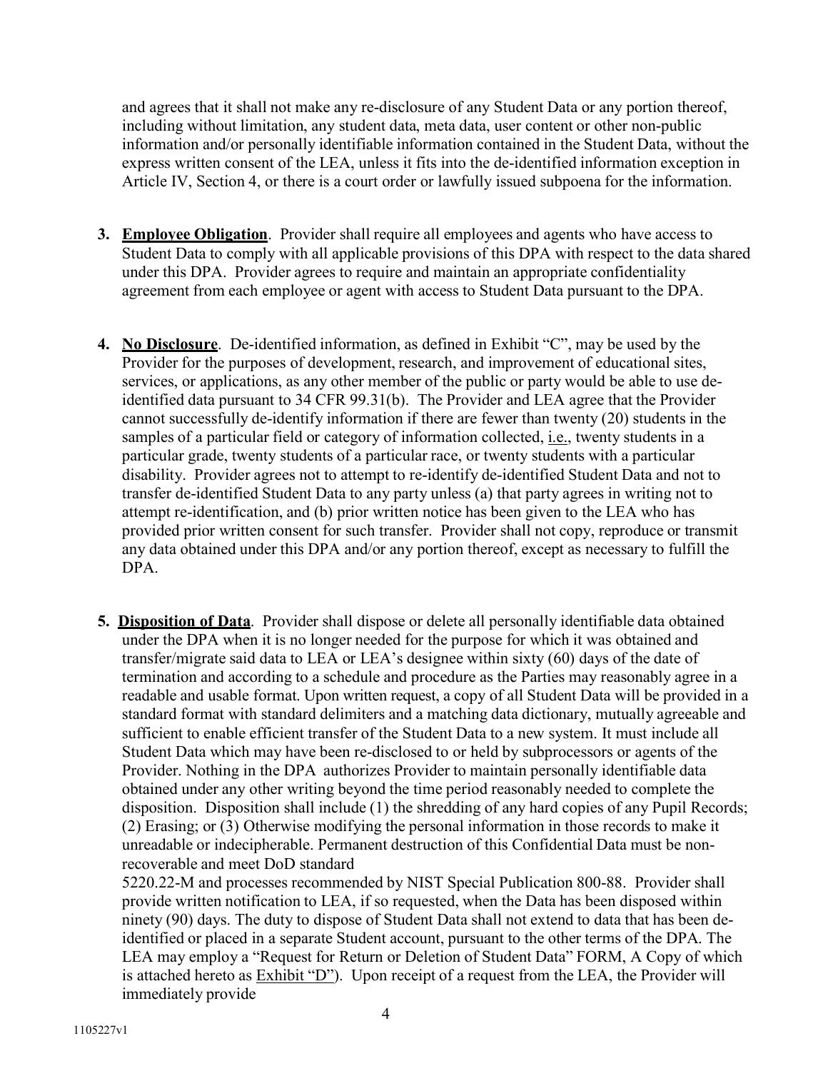and agrees that it shall not make any re-disclosure of any Student Data or any portion thereof, including without limitation, any student data, meta data, user content or other non-public information and/or personally identifiable information contained in the Student Data, without the express written consent of the LEA, unless it fits into the de-identified information exception in Article IV, Section 4, or there is a court order or lawfully issued subpoena for the information.

3. **Employee Obligation**. Provider shall require all employees and agents who have access to Student Data to comply with all applicable provisions of this DPA with respect to the data shared under this DPA. Provider agrees to require and maintain an appropriate confidentiality agreement from each employee or agent with access to Student Data pursuant to the DPA.

4. **No Disclosure**. De-identified information, as defined in Exhibit "C", may be used by the Provider for the purposes of development, research, and improvement of educational sites, services, or applications, as any other member of the public or party would be able to use de-identified data pursuant to 34 CFR 99.31(b). The Provider and LEA agree that the Provider cannot successfully de-identify information if there are fewer than twenty (20) students in the samples of a particular field or category of information collected, i.e., twenty students in a particular grade, twenty students of a particular race, or twenty students with a particular disability. Provider agrees not to attempt to re-identify de-identified Student Data and not to transfer de-identified Student Data to any party unless (a) that party agrees in writing not to attempt re-identification, and (b) prior written notice has been given to the LEA who has provided prior written consent for such transfer. Provider shall not copy, reproduce or transmit any data obtained under this DPA and/or any portion thereof, except as necessary to fulfill the DPA.

5. **Disposition of Data**. Provider shall dispose or delete all personally identifiable data obtained under the DPA when it is no longer needed for the purpose for which it was obtained and transfer/migrate said data to LEA or LEA's designee within sixty (60) days of the date of termination and according to a schedule and procedure as the Parties may reasonably agree in a readable and usable format. Upon written request, a copy of all Student Data will be provided in a standard format with standard delimiters and a matching data dictionary, mutually agreeable and sufficient to enable efficient transfer of the Student Data to a new system. It must include all Student Data which may have been re-disclosed to or held by subprocessors or agents of the Provider. Nothing in the DPA authorizes Provider to maintain personally identifiable data obtained under any other writing beyond the time period reasonably needed to complete the disposition. Disposition shall include (1) the shredding of any hard copies of any Pupil Records; (2) Erasing; or (3) Otherwise modifying the personal information in those records to make it unreadable or indecipherable. Permanent destruction of this Confidential Data must be non-recoverable and meet DoD standard 5220.22-M and processes recommended by NIST Special Publication 800-88. Provider shall provide written notification to LEA, if so requested, when the Data has been disposed within ninety (90) days. The duty to dispose of Student Data shall not extend to data that has been de-identified or placed in a separate Student account, pursuant to the other terms of the DPA. The LEA may employ a "Request for Return or Deletion of Student Data" FORM, A Copy of which is attached hereto as Exhibit "D"). Upon receipt of a request from the LEA, the Provider will immediately provide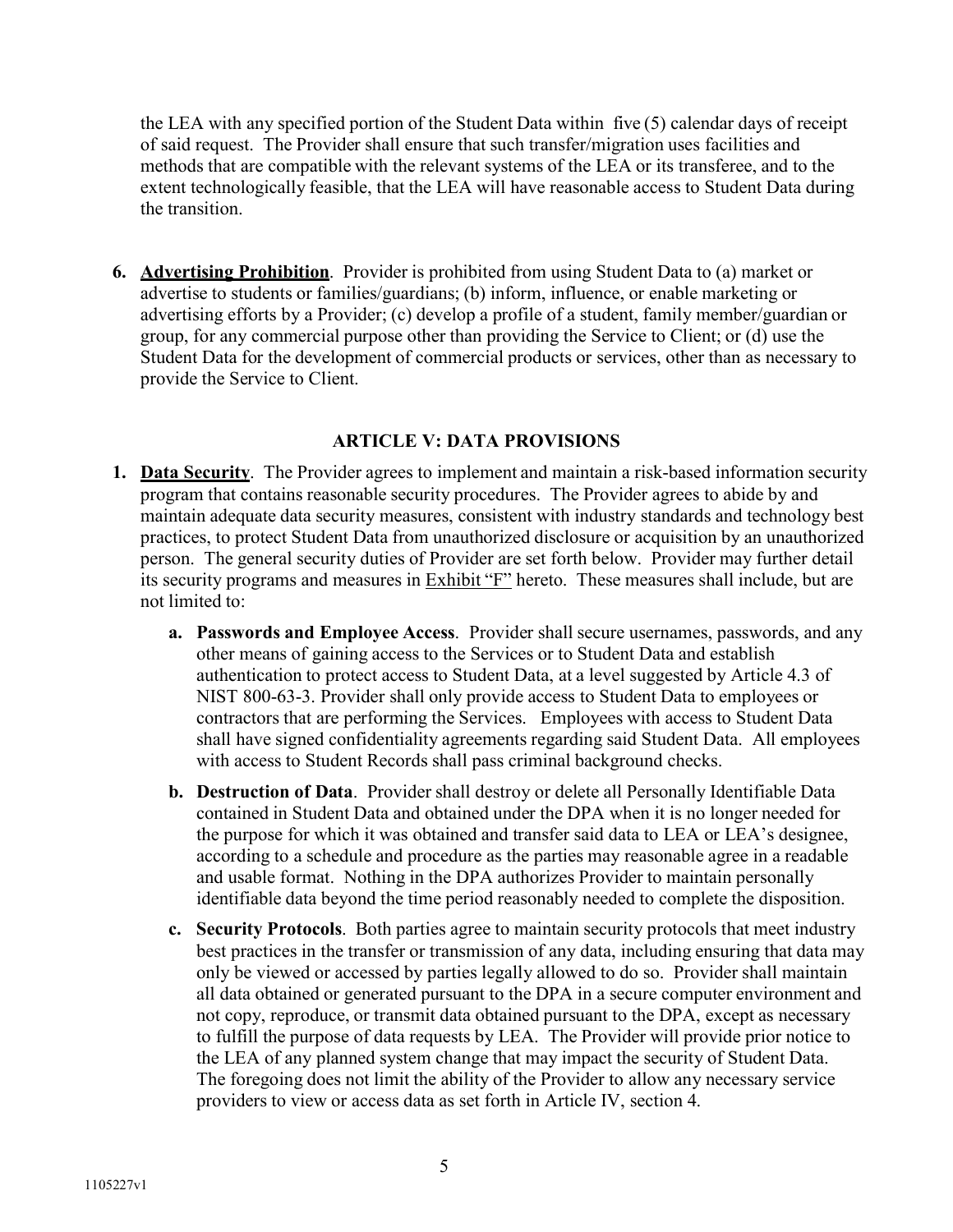the LEA with any specified portion of the Student Data within five (5) calendar days of receipt of said request. The Provider shall ensure that such transfer/migration uses facilities and methods that are compatible with the relevant systems of the LEA or its transferee, and to the extent technologically feasible, that the LEA will have reasonable access to Student Data during the transition.

6. **Advertising Prohibition**. Provider is prohibited from using Student Data to (a) market or advertise to students or families/guardians; (b) inform, influence, or enable marketing or advertising efforts by a Provider; (c) develop a profile of a student, family member/guardian or group, for any commercial purpose other than providing the Service to Client; or (d) use the Student Data for the development of commercial products or services, other than as necessary to provide the Service to Client.

## ARTICLE V: DATA PROVISIONS

1. **Data Security**. The Provider agrees to implement and maintain a risk-based information security program that contains reasonable security procedures. The Provider agrees to abide by and maintain adequate data security measures, consistent with industry standards and technology best practices, to protect Student Data from unauthorized disclosure or acquisition by an unauthorized person. The general security duties of Provider are set forth below. Provider may further detail its security programs and measures in Exhibit "F" hereto. These measures shall include, but are not limited to:

   a. **Passwords and Employee Access**. Provider shall secure usernames, passwords, and any other means of gaining access to the Services or to Student Data and establish authentication to protect access to Student Data, at a level suggested by Article 4.3 of NIST 800-63-3. Provider shall only provide access to Student Data to employees or contractors that are performing the Services. Employees with access to Student Data shall have signed confidentiality agreements regarding said Student Data. All employees with access to Student Records shall pass criminal background checks.

   b. **Destruction of Data**. Provider shall destroy or delete all Personally Identifiable Data contained in Student Data and obtained under the DPA when it is no longer needed for the purpose for which it was obtained and transfer said data to LEA or LEA's designee, according to a schedule and procedure as the parties may reasonable agree in a readable and usable format. Nothing in the DPA authorizes Provider to maintain personally identifiable data beyond the time period reasonably needed to complete the disposition.

   c. **Security Protocols**. Both parties agree to maintain security protocols that meet industry best practices in the transfer or transmission of any data, including ensuring that data may only be viewed or accessed by parties legally allowed to do so. Provider shall maintain all data obtained or generated pursuant to the DPA in a secure computer environment and not copy, reproduce, or transmit data obtained pursuant to the DPA, except as necessary to fulfill the purpose of data requests by LEA. The Provider will provide prior notice to the LEA of any planned system change that may impact the security of Student Data. The foregoing does not limit the ability of the Provider to allow any necessary service providers to view or access data as set forth in Article IV, section 4.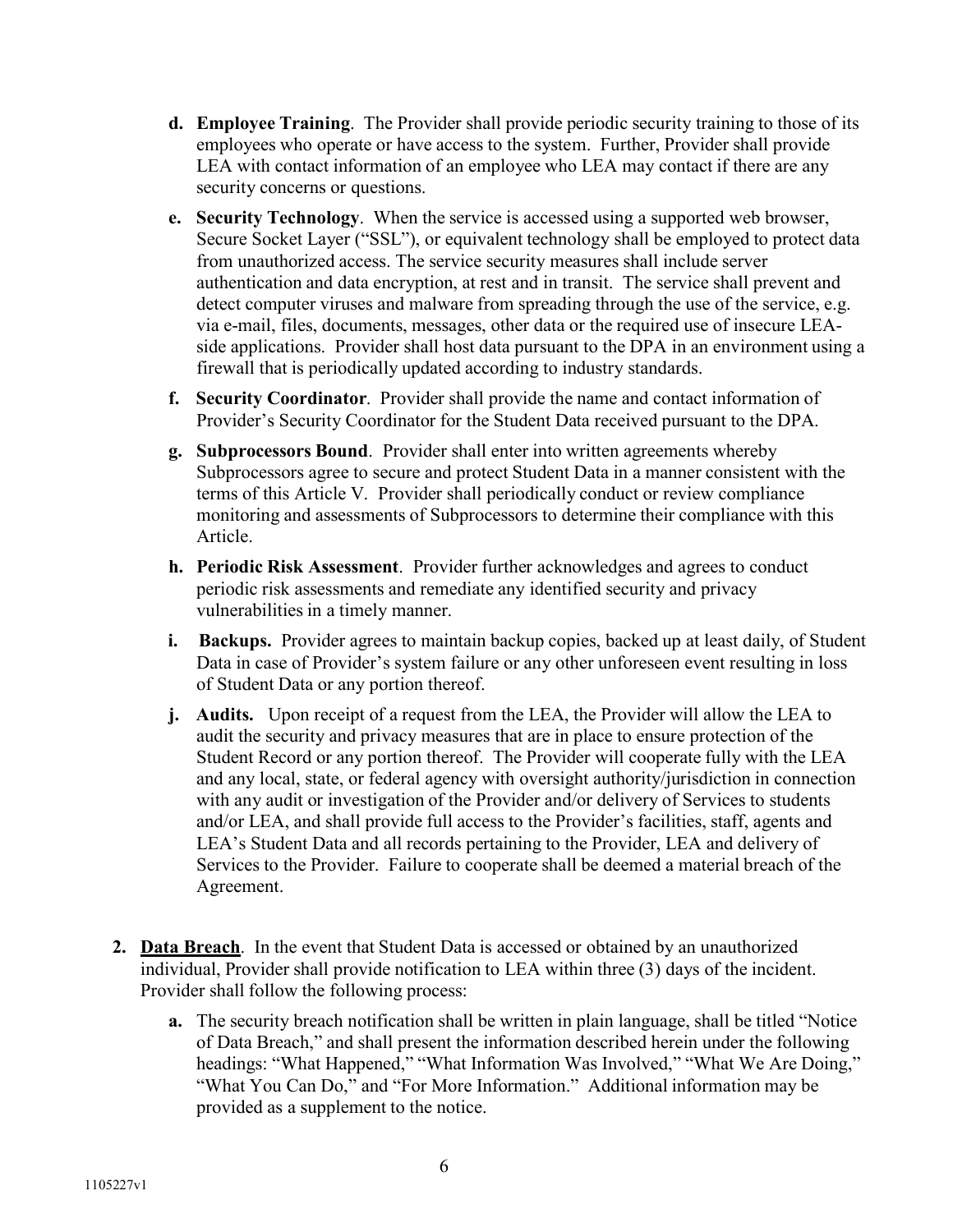d. **Employee Training**. The Provider shall provide periodic security training to those of its employees who operate or have access to the system. Further, Provider shall provide LEA with contact information of an employee who LEA may contact if there are any security concerns or questions.

e. **Security Technology**. When the service is accessed using a supported web browser, Secure Socket Layer ("SSL"), or equivalent technology shall be employed to protect data from unauthorized access. The service security measures shall include server authentication and data encryption, at rest and in transit. The service shall prevent and detect computer viruses and malware from spreading through the use of the service, e.g. via e-mail, files, documents, messages, other data or the required use of insecure LEA-side applications. Provider shall host data pursuant to the DPA in an environment using a firewall that is periodically updated according to industry standards.

f. **Security Coordinator**. Provider shall provide the name and contact information of Provider's Security Coordinator for the Student Data received pursuant to the DPA.

g. **Subprocessors Bound**. Provider shall enter into written agreements whereby Subprocessors agree to secure and protect Student Data in a manner consistent with the terms of this Article V. Provider shall periodically conduct or review compliance monitoring and assessments of Subprocessors to determine their compliance with this Article.

h. **Periodic Risk Assessment**. Provider further acknowledges and agrees to conduct periodic risk assessments and remediate any identified security and privacy vulnerabilities in a timely manner.

i. **Backups.** Provider agrees to maintain backup copies, backed up at least daily, of Student Data in case of Provider's system failure or any other unforeseen event resulting in loss of Student Data or any portion thereof.

j. **Audits.** Upon receipt of a request from the LEA, the Provider will allow the LEA to audit the security and privacy measures that are in place to ensure protection of the Student Record or any portion thereof. The Provider will cooperate fully with the LEA and any local, state, or federal agency with oversight authority/jurisdiction in connection with any audit or investigation of the Provider and/or delivery of Services to students and/or LEA, and shall provide full access to the Provider's facilities, staff, agents and LEA's Student Data and all records pertaining to the Provider, LEA and delivery of Services to the Provider. Failure to cooperate shall be deemed a material breach of the Agreement.

2. **<u>Data Breach</u>**. In the event that Student Data is accessed or obtained by an unauthorized individual, Provider shall provide notification to LEA within three (3) days of the incident. Provider shall follow the following process:

   a. The security breach notification shall be written in plain language, shall be titled "Notice of Data Breach," and shall present the information described herein under the following headings: "What Happened," "What Information Was Involved," "What We Are Doing," "What You Can Do," and "For More Information." Additional information may be provided as a supplement to the notice.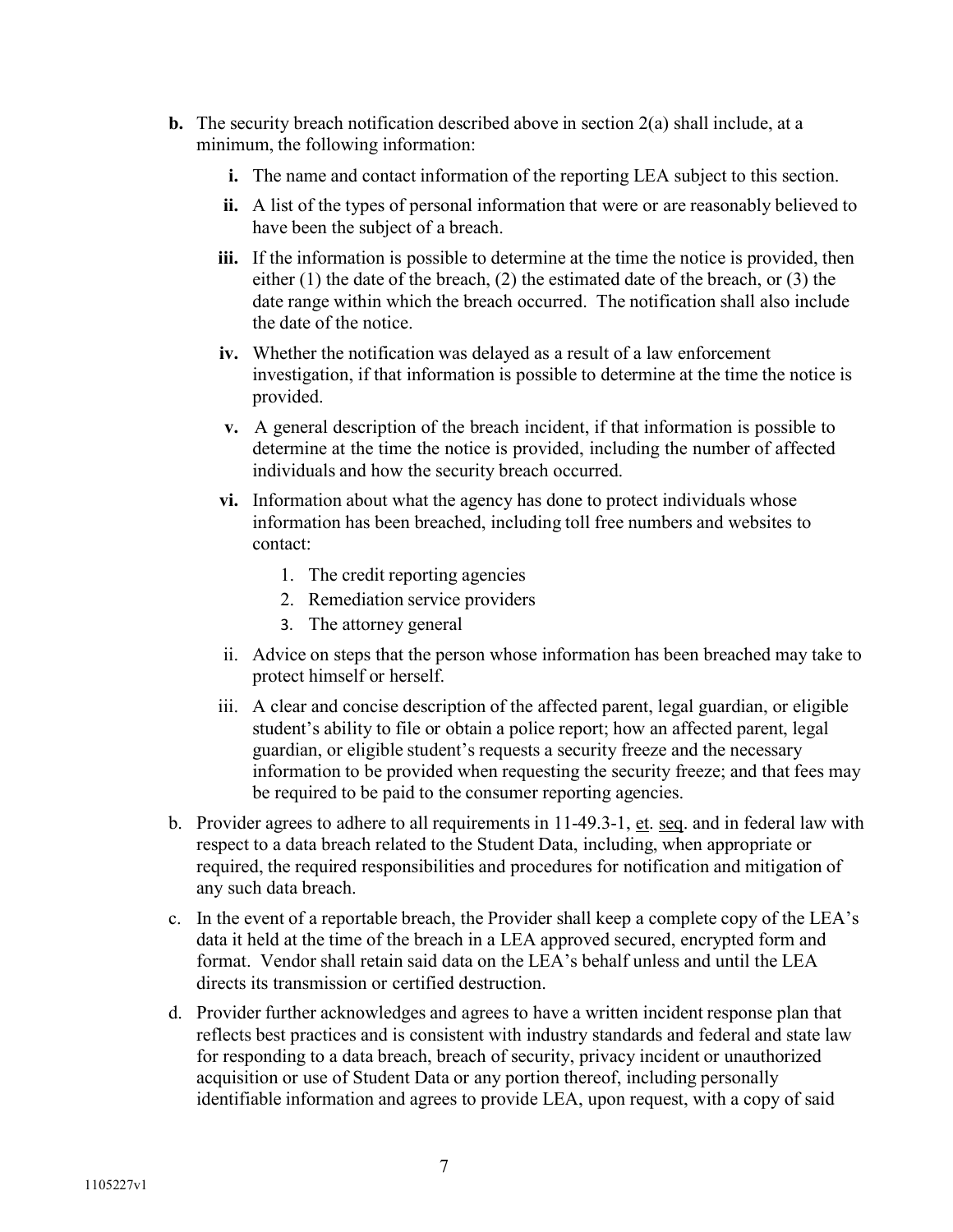**b.** The security breach notification described above in section 2(a) shall include, at a minimum, the following information:

**i.** The name and contact information of the reporting LEA subject to this section.

**ii.** A list of the types of personal information that were or are reasonably believed to have been the subject of a breach.

**iii.** If the information is possible to determine at the time the notice is provided, then either (1) the date of the breach, (2) the estimated date of the breach, or (3) the date range within which the breach occurred. The notification shall also include the date of the notice.

**iv.** Whether the notification was delayed as a result of a law enforcement investigation, if that information is possible to determine at the time the notice is provided.

**v.** A general description of the breach incident, if that information is possible to determine at the time the notice is provided, including the number of affected individuals and how the security breach occurred.

**vi.** Information about what the agency has done to protect individuals whose information has been breached, including toll free numbers and websites to contact:

1. The credit reporting agencies
2. Remediation service providers
3. The attorney general

ii. Advice on steps that the person whose information has been breached may take to protect himself or herself.

iii. A clear and concise description of the affected parent, legal guardian, or eligible student's ability to file or obtain a police report; how an affected parent, legal guardian, or eligible student's requests a security freeze and the necessary information to be provided when requesting the security freeze; and that fees may be required to be paid to the consumer reporting agencies.

b. Provider agrees to adhere to all requirements in 11-49.3-1, et. seq. and in federal law with respect to a data breach related to the Student Data, including, when appropriate or required, the required responsibilities and procedures for notification and mitigation of any such data breach.

c. In the event of a reportable breach, the Provider shall keep a complete copy of the LEA's data it held at the time of the breach in a LEA approved secured, encrypted form and format. Vendor shall retain said data on the LEA's behalf unless and until the LEA directs its transmission or certified destruction.

d. Provider further acknowledges and agrees to have a written incident response plan that reflects best practices and is consistent with industry standards and federal and state law for responding to a data breach, breach of security, privacy incident or unauthorized acquisition or use of Student Data or any portion thereof, including personally identifiable information and agrees to provide LEA, upon request, with a copy of said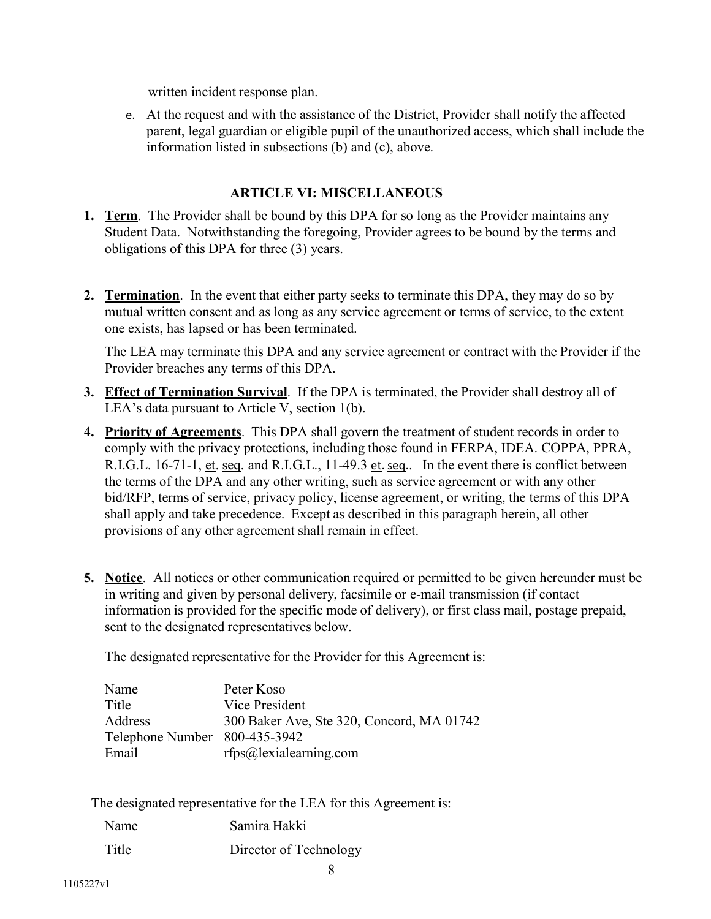written incident response plan.

e. At the request and with the assistance of the District, Provider shall notify the affected parent, legal guardian or eligible pupil of the unauthorized access, which shall include the information listed in subsections (b) and (c), above.

## ARTICLE VI: MISCELLANEOUS

1. **Term**. The Provider shall be bound by this DPA for so long as the Provider maintains any Student Data. Notwithstanding the foregoing, Provider agrees to be bound by the terms and obligations of this DPA for three (3) years.

2. **Termination**. In the event that either party seeks to terminate this DPA, they may do so by mutual written consent and as long as any service agreement or terms of service, to the extent one exists, has lapsed or has been terminated.

   The LEA may terminate this DPA and any service agreement or contract with the Provider if the Provider breaches any terms of this DPA.

3. **Effect of Termination Survival**. If the DPA is terminated, the Provider shall destroy all of LEA's data pursuant to Article V, section 1(b).

4. **Priority of Agreements**. This DPA shall govern the treatment of student records in order to comply with the privacy protections, including those found in FERPA, IDEA. COPPA, PPRA, R.I.G.L. 16-71-1, et. seq. and R.I.G.L., 11-49.3 et. seq.. In the event there is conflict between the terms of the DPA and any other writing, such as service agreement or with any other bid/RFP, terms of service, privacy policy, license agreement, or writing, the terms of this DPA shall apply and take precedence. Except as described in this paragraph herein, all other provisions of any other agreement shall remain in effect.

5. **Notice**. All notices or other communication required or permitted to be given hereunder must be in writing and given by personal delivery, facsimile or e-mail transmission (if contact information is provided for the specific mode of delivery), or first class mail, postage prepaid, sent to the designated representatives below.

   The designated representative for the Provider for this Agreement is:

   | | |
   |---|---|
   | Name | Peter Koso |
   | Title | Vice President |
   | Address | 300 Baker Ave, Ste 320, Concord, MA 01742 |
   | Telephone Number | 800-435-3942 |
   | Email | rfps@lexialearning.com |

   The designated representative for the LEA for this Agreement is:

   | | |
   |---|---|
   | Name | Samira Hakki |
   | Title | Director of Technology |

1105227v1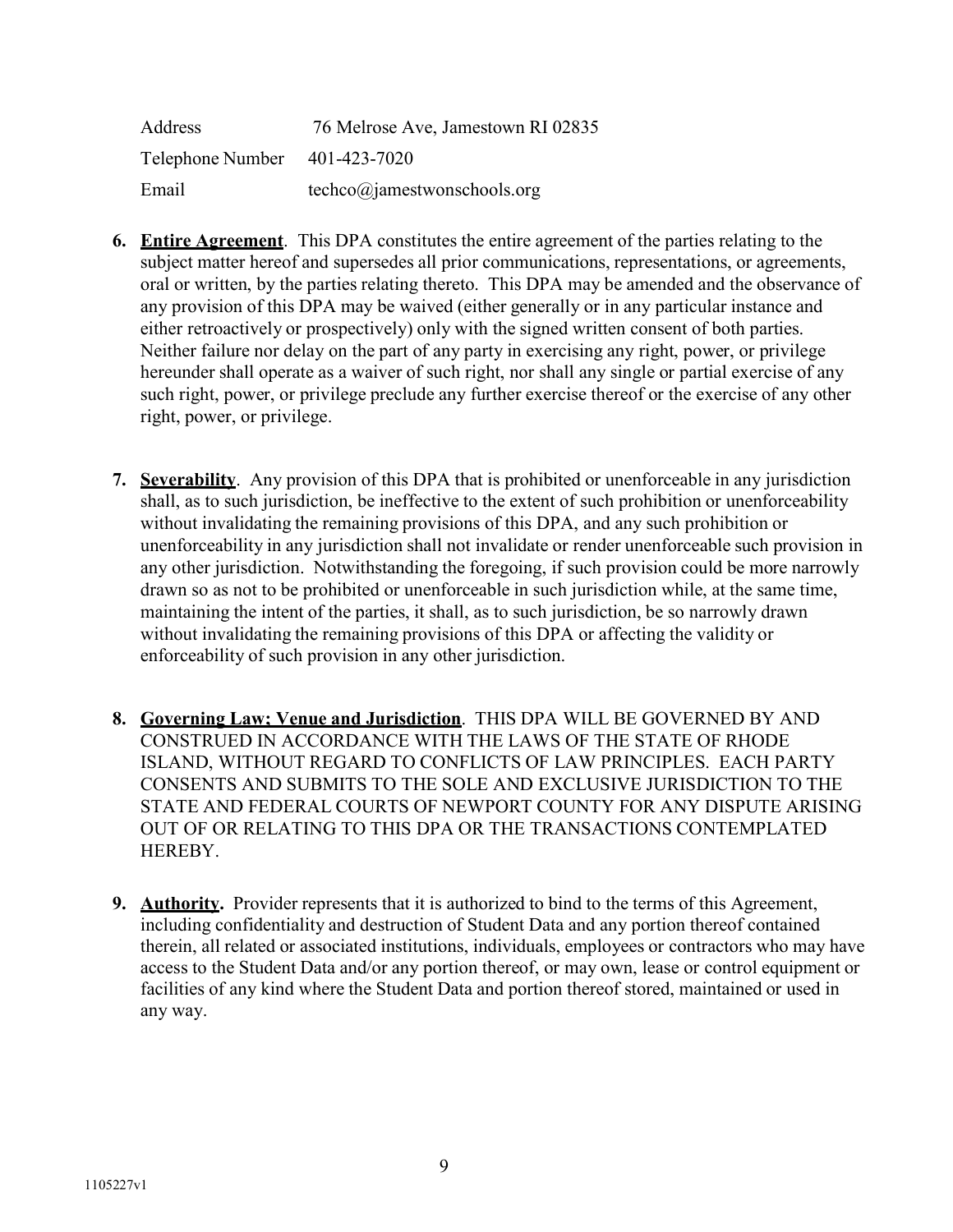| | |
|---|---|
| Address | 76 Melrose Ave, Jamestown RI 02835 |
| Telephone Number | 401-423-7020 |
| Email | techco@jamestwonschools.org |

6. **Entire Agreement**. This DPA constitutes the entire agreement of the parties relating to the subject matter hereof and supersedes all prior communications, representations, or agreements, oral or written, by the parties relating thereto. This DPA may be amended and the observance of any provision of this DPA may be waived (either generally or in any particular instance and either retroactively or prospectively) only with the signed written consent of both parties. Neither failure nor delay on the part of any party in exercising any right, power, or privilege hereunder shall operate as a waiver of such right, nor shall any single or partial exercise of any such right, power, or privilege preclude any further exercise thereof or the exercise of any other right, power, or privilege.

7. **Severability**. Any provision of this DPA that is prohibited or unenforceable in any jurisdiction shall, as to such jurisdiction, be ineffective to the extent of such prohibition or unenforceability without invalidating the remaining provisions of this DPA, and any such prohibition or unenforceability in any jurisdiction shall not invalidate or render unenforceable such provision in any other jurisdiction. Notwithstanding the foregoing, if such provision could be more narrowly drawn so as not to be prohibited or unenforceable in such jurisdiction while, at the same time, maintaining the intent of the parties, it shall, as to such jurisdiction, be so narrowly drawn without invalidating the remaining provisions of this DPA or affecting the validity or enforceability of such provision in any other jurisdiction.

8. **Governing Law; Venue and Jurisdiction**. THIS DPA WILL BE GOVERNED BY AND CONSTRUED IN ACCORDANCE WITH THE LAWS OF THE STATE OF RHODE ISLAND, WITHOUT REGARD TO CONFLICTS OF LAW PRINCIPLES. EACH PARTY CONSENTS AND SUBMITS TO THE SOLE AND EXCLUSIVE JURISDICTION TO THE STATE AND FEDERAL COURTS OF NEWPORT COUNTY FOR ANY DISPUTE ARISING OUT OF OR RELATING TO THIS DPA OR THE TRANSACTIONS CONTEMPLATED HEREBY.

9. **Authority.** Provider represents that it is authorized to bind to the terms of this Agreement, including confidentiality and destruction of Student Data and any portion thereof contained therein, all related or associated institutions, individuals, employees or contractors who may have access to the Student Data and/or any portion thereof, or may own, lease or control equipment or facilities of any kind where the Student Data and portion thereof stored, maintained or used in any way.

1105227v1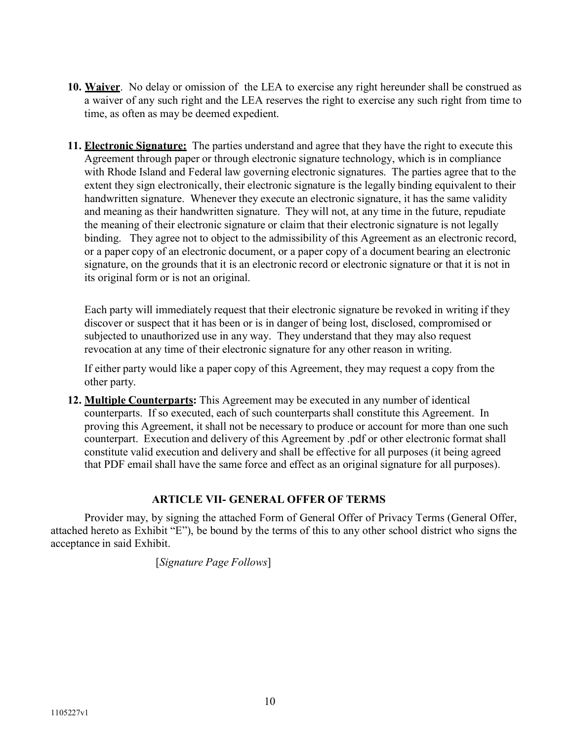10. **Waiver**. No delay or omission of the LEA to exercise any right hereunder shall be construed as a waiver of any such right and the LEA reserves the right to exercise any such right from time to time, as often as may be deemed expedient.

11. **Electronic Signature:** The parties understand and agree that they have the right to execute this Agreement through paper or through electronic signature technology, which is in compliance with Rhode Island and Federal law governing electronic signatures. The parties agree that to the extent they sign electronically, their electronic signature is the legally binding equivalent to their handwritten signature. Whenever they execute an electronic signature, it has the same validity and meaning as their handwritten signature. They will not, at any time in the future, repudiate the meaning of their electronic signature or claim that their electronic signature is not legally binding. They agree not to object to the admissibility of this Agreement as an electronic record, or a paper copy of an electronic document, or a paper copy of a document bearing an electronic signature, on the grounds that it is an electronic record or electronic signature or that it is not in its original form or is not an original.

    Each party will immediately request that their electronic signature be revoked in writing if they discover or suspect that it has been or is in danger of being lost, disclosed, compromised or subjected to unauthorized use in any way. They understand that they may also request revocation at any time of their electronic signature for any other reason in writing.

    If either party would like a paper copy of this Agreement, they may request a copy from the other party.

12. **Multiple Counterparts:** This Agreement may be executed in any number of identical counterparts. If so executed, each of such counterparts shall constitute this Agreement. In proving this Agreement, it shall not be necessary to produce or account for more than one such counterpart. Execution and delivery of this Agreement by .pdf or other electronic format shall constitute valid execution and delivery and shall be effective for all purposes (it being agreed that PDF email shall have the same force and effect as an original signature for all purposes).

## ARTICLE VII- GENERAL OFFER OF TERMS

Provider may, by signing the attached Form of General Offer of Privacy Terms (General Offer, attached hereto as Exhibit "E"), be bound by the terms of this to any other school district who signs the acceptance in said Exhibit.

[*Signature Page Follows*]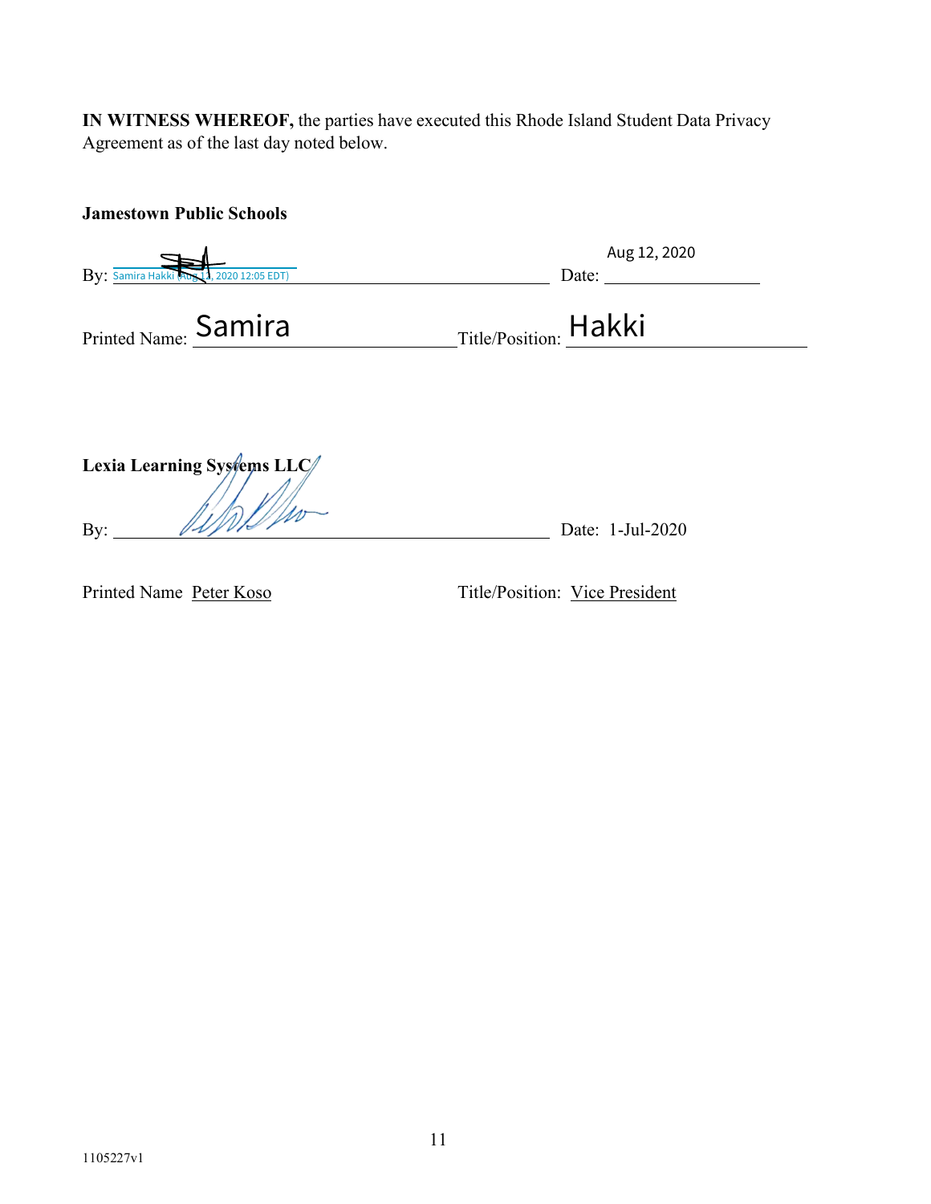**IN WITNESS WHEREOF,** the parties have executed this Rhode Island Student Data Privacy Agreement as of the last day noted below.

**Jamestown Public Schools**

By: Samira Hakki (Aug 12, 2020 12:05 EDT) Date: Aug 12, 2020

Printed Name: Samira Title/Position: Hakki

**Lexia Learning Systems LLC**

By: ______________________ Date: 1-Jul-2020

Printed Name Peter Koso Title/Position: Vice President

1105227v1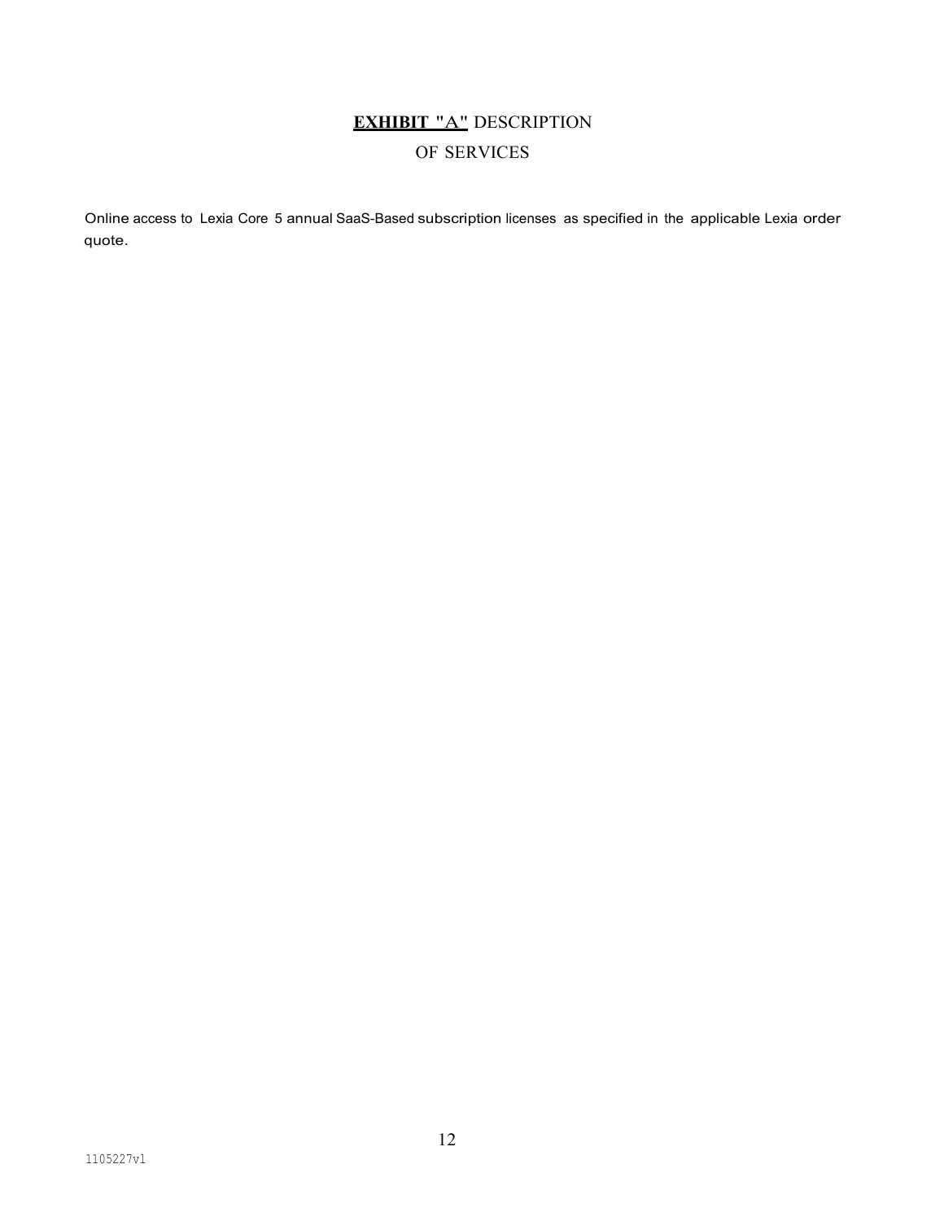# **EXHIBIT "A"** DESCRIPTION OF SERVICES

Online access to Lexia Core 5 annual SaaS-Based subscription licenses as specified in the applicable Lexia order quote.

1105227v1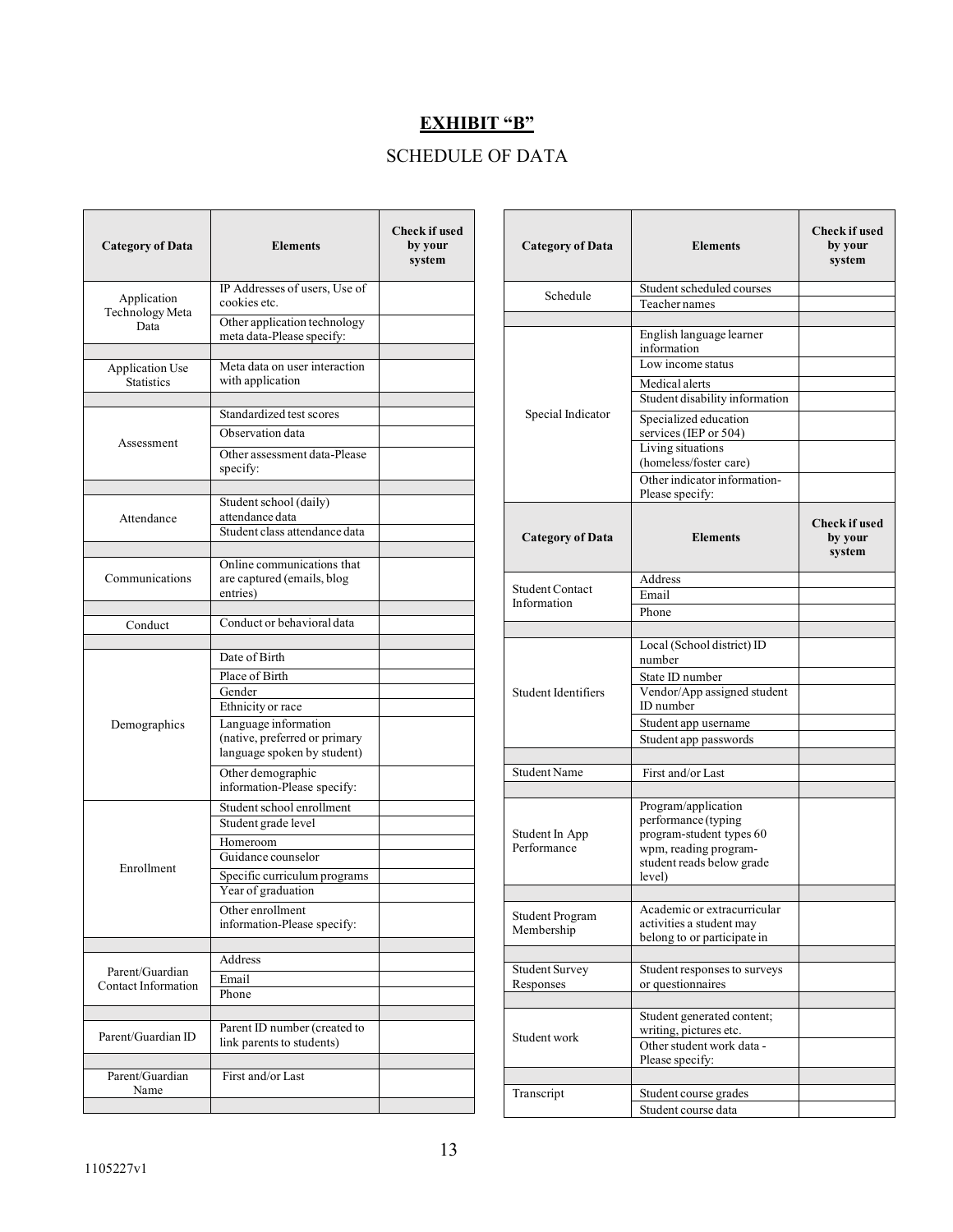# EXHIBIT "B"

## SCHEDULE OF DATA

| Category of Data | Elements | Check if used by your system |
|---|---|---|
| Application Technology Meta Data | IP Addresses of users, Use of cookies etc. | |
| | Other application technology meta data-Please specify: | |
| | | |
| Application Use Statistics | Meta data on user interaction with application | |
| | | |
| Assessment | Standardized test scores | |
| | Observation data | |
| | Other assessment data-Please specify: | |
| | | |
| Attendance | Student school (daily) attendance data | |
| | Student class attendance data | |
| | | |
| Communications | Online communications that are captured (emails, blog entries) | |
| | | |
| Conduct | Conduct or behavioral data | |
| | | |
| Demographics | Date of Birth | |
| | Place of Birth | |
| | Gender | |
| | Ethnicity or race | |
| | Language information (native, preferred or primary language spoken by student) | |
| | Other demographic information-Please specify: | |
| Enrollment | Student school enrollment | |
| | Student grade level | |
| | Homeroom | |
| | Guidance counselor | |
| | Specific curriculum programs | |
| | Year of graduation | |
| | Other enrollment information-Please specify: | |
| | | |
| Parent/Guardian Contact Information | Address | |
| | Email | |
| | Phone | |
| | | |
| Parent/Guardian ID | Parent ID number (created to link parents to students) | |
| | | |
| Parent/Guardian Name | First and/or Last | |
| | | |

| Category of Data | Elements | Check if used by your system |
|---|---|---|
| Schedule | Student scheduled courses | |
| | Teacher names | |
| | | |
| Special Indicator | English language learner information | |
| | Low income status | |
| | Medical alerts | |
| | Student disability information | |
| | Specialized education services (IEP or 504) | |
| | Living situations (homeless/foster care) | |
| | Other indicator information-Please specify: | |

| Category of Data | Elements | Check if used by your system |
|---|---|---|
| Student Contact Information | Address | |
| | Email | |
| | Phone | |
| | | |
| Student Identifiers | Local (School district) ID number | |
| | State ID number | |
| | Vendor/App assigned student ID number | |
| | Student app username | |
| | Student app passwords | |
| | | |
| Student Name | First and/or Last | |
| | | |
| Student In App Performance | Program/application performance (typing program-student types 60 wpm, reading program-student reads below grade level) | |
| | | |
| Student Program Membership | Academic or extracurricular activities a student may belong to or participate in | |
| | | |
| Student Survey Responses | Student responses to surveys or questionnaires | |
| | | |
| Student work | Student generated content; writing, pictures etc. | |
| | Other student work data - Please specify: | |
| | | |
| Transcript | Student course grades | |
| | Student course data | |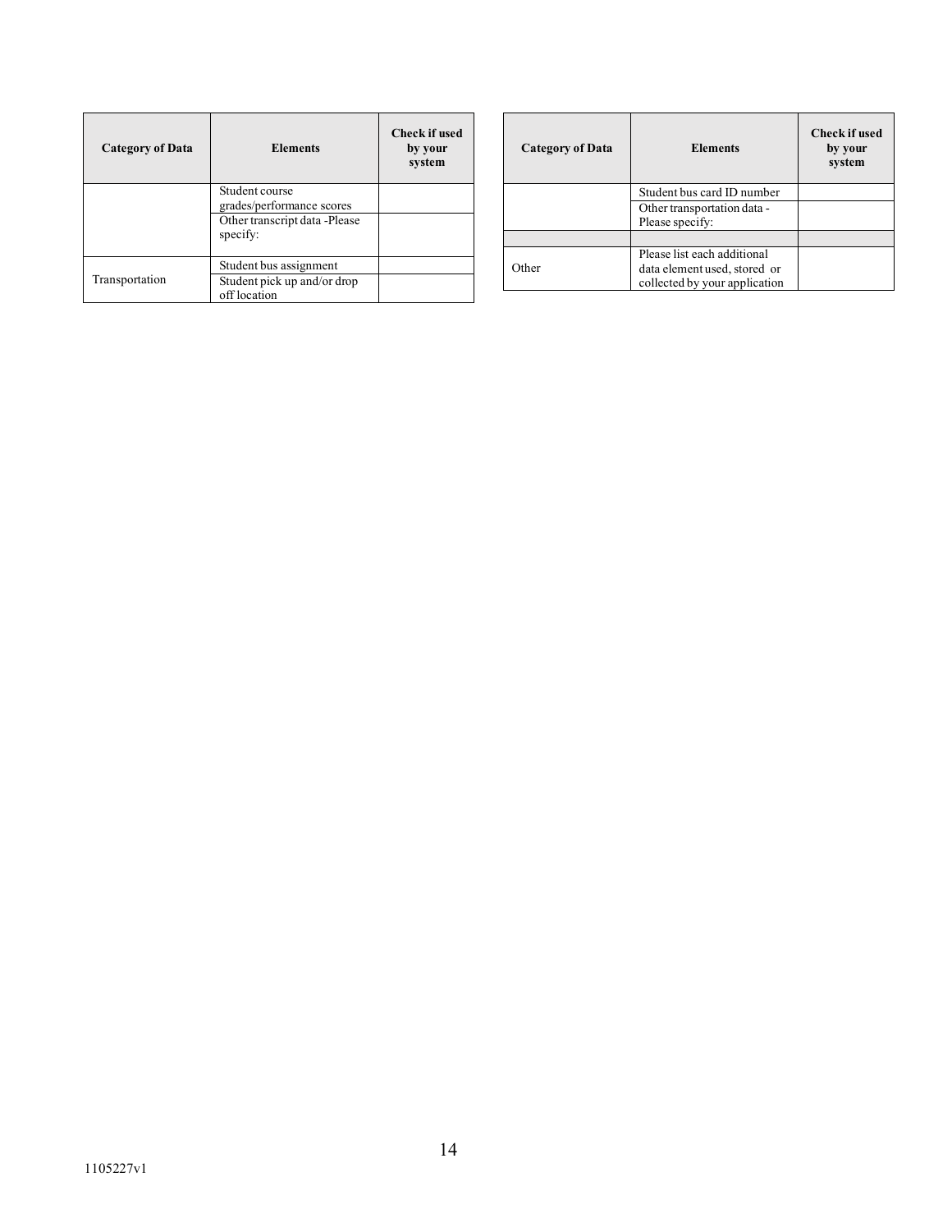| Category of Data | Elements | Check if used by your system |
|---|---|---|
| | Student course grades/performance scores | |
| | Other transcript data -Please specify: | |
| Transportation | Student bus assignment | |
| | Student pick up and/or drop off location | |
| | Student bus card ID number | |
| | Other transportation data - Please specify: | |
| | | |
| Other | Please list each additional data element used, stored or collected by your application | |

1105227v1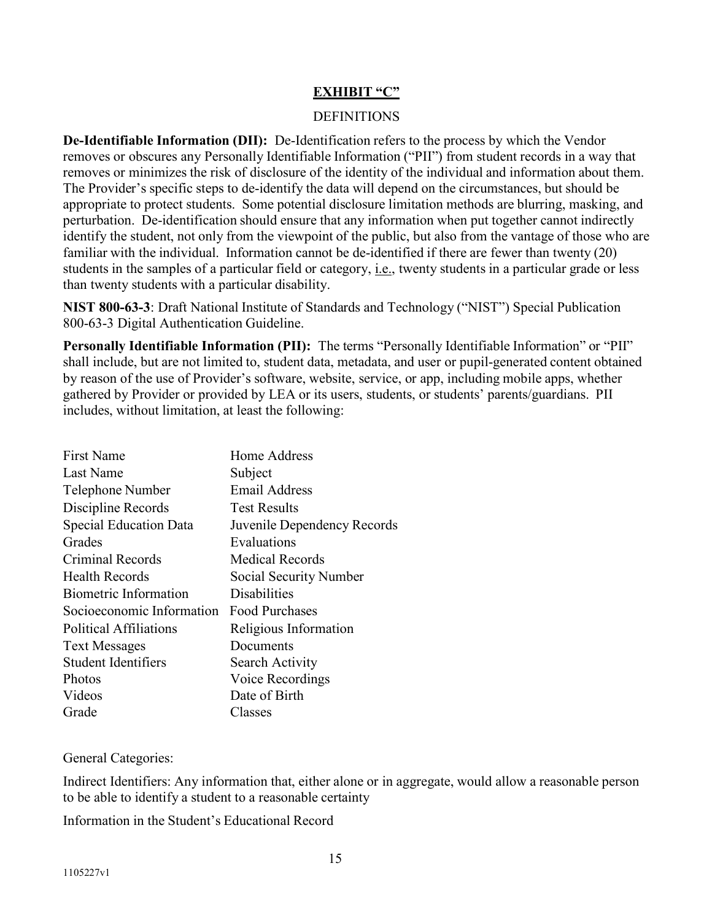## EXHIBIT "C"

DEFINITIONS

**De-Identifiable Information (DII):** De-Identification refers to the process by which the Vendor removes or obscures any Personally Identifiable Information ("PII") from student records in a way that removes or minimizes the risk of disclosure of the identity of the individual and information about them. The Provider's specific steps to de-identify the data will depend on the circumstances, but should be appropriate to protect students. Some potential disclosure limitation methods are blurring, masking, and perturbation. De-identification should ensure that any information when put together cannot indirectly identify the student, not only from the viewpoint of the public, but also from the vantage of those who are familiar with the individual. Information cannot be de-identified if there are fewer than twenty (20) students in the samples of a particular field or category, i.e., twenty students in a particular grade or less than twenty students with a particular disability.

**NIST 800-63-3**: Draft National Institute of Standards and Technology ("NIST") Special Publication 800-63-3 Digital Authentication Guideline.

**Personally Identifiable Information (PII):** The terms "Personally Identifiable Information" or "PII" shall include, but are not limited to, student data, metadata, and user or pupil-generated content obtained by reason of the use of Provider's software, website, service, or app, including mobile apps, whether gathered by Provider or provided by LEA or its users, students, or students' parents/guardians. PII includes, without limitation, at least the following:

| | |
|---|---|
| First Name | Home Address |
| Last Name | Subject |
| Telephone Number | Email Address |
| Discipline Records | Test Results |
| Special Education Data | Juvenile Dependency Records |
| Grades | Evaluations |
| Criminal Records | Medical Records |
| Health Records | Social Security Number |
| Biometric Information | Disabilities |
| Socioeconomic Information | Food Purchases |
| Political Affiliations | Religious Information |
| Text Messages | Documents |
| Student Identifiers | Search Activity |
| Photos | Voice Recordings |
| Videos | Date of Birth |
| Grade | Classes |

General Categories:

Indirect Identifiers: Any information that, either alone or in aggregate, would allow a reasonable person to be able to identify a student to a reasonable certainty

Information in the Student's Educational Record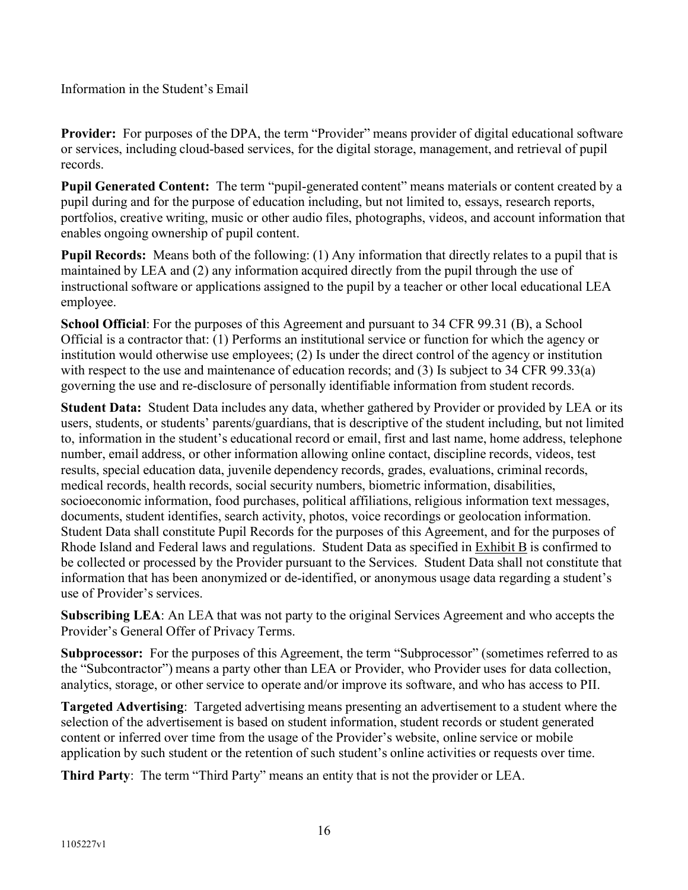Information in the Student's Email

**Provider:** For purposes of the DPA, the term "Provider" means provider of digital educational software or services, including cloud-based services, for the digital storage, management, and retrieval of pupil records.

**Pupil Generated Content:** The term "pupil-generated content" means materials or content created by a pupil during and for the purpose of education including, but not limited to, essays, research reports, portfolios, creative writing, music or other audio files, photographs, videos, and account information that enables ongoing ownership of pupil content.

**Pupil Records:** Means both of the following: (1) Any information that directly relates to a pupil that is maintained by LEA and (2) any information acquired directly from the pupil through the use of instructional software or applications assigned to the pupil by a teacher or other local educational LEA employee.

**School Official**: For the purposes of this Agreement and pursuant to 34 CFR 99.31 (B), a School Official is a contractor that: (1) Performs an institutional service or function for which the agency or institution would otherwise use employees; (2) Is under the direct control of the agency or institution with respect to the use and maintenance of education records; and (3) Is subject to 34 CFR 99.33(a) governing the use and re-disclosure of personally identifiable information from student records.

**Student Data:** Student Data includes any data, whether gathered by Provider or provided by LEA or its users, students, or students' parents/guardians, that is descriptive of the student including, but not limited to, information in the student's educational record or email, first and last name, home address, telephone number, email address, or other information allowing online contact, discipline records, videos, test results, special education data, juvenile dependency records, grades, evaluations, criminal records, medical records, health records, social security numbers, biometric information, disabilities, socioeconomic information, food purchases, political affiliations, religious information text messages, documents, student identifies, search activity, photos, voice recordings or geolocation information. Student Data shall constitute Pupil Records for the purposes of this Agreement, and for the purposes of Rhode Island and Federal laws and regulations. Student Data as specified in Exhibit B is confirmed to be collected or processed by the Provider pursuant to the Services. Student Data shall not constitute that information that has been anonymized or de-identified, or anonymous usage data regarding a student's use of Provider's services.

**Subscribing LEA**: An LEA that was not party to the original Services Agreement and who accepts the Provider's General Offer of Privacy Terms.

**Subprocessor:** For the purposes of this Agreement, the term "Subprocessor" (sometimes referred to as the "Subcontractor") means a party other than LEA or Provider, who Provider uses for data collection, analytics, storage, or other service to operate and/or improve its software, and who has access to PII.

**Targeted Advertising**: Targeted advertising means presenting an advertisement to a student where the selection of the advertisement is based on student information, student records or student generated content or inferred over time from the usage of the Provider's website, online service or mobile application by such student or the retention of such student's online activities or requests over time.

**Third Party**: The term "Third Party" means an entity that is not the provider or LEA.

1105227v1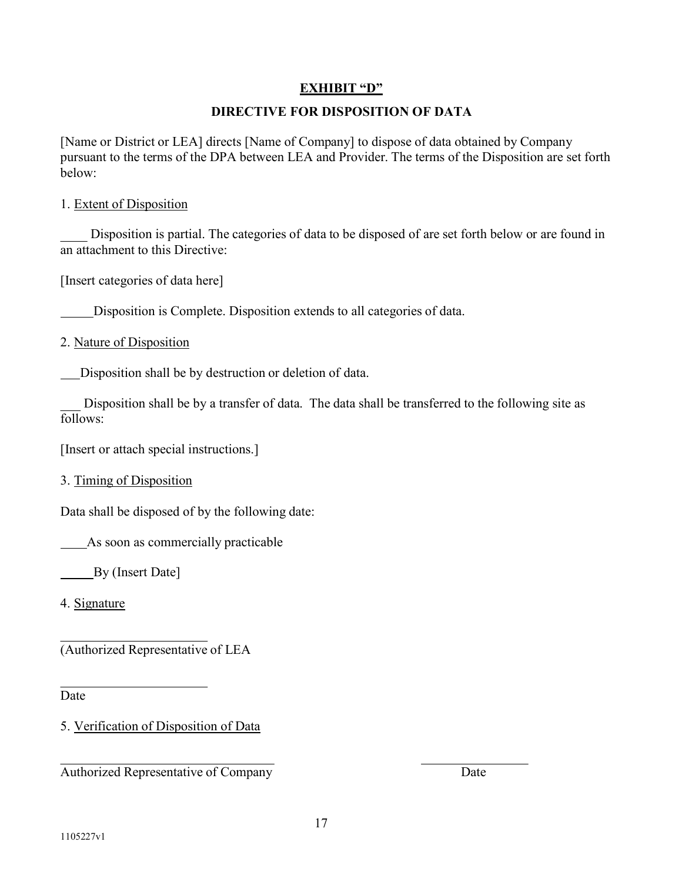# EXHIBIT "D"

## DIRECTIVE FOR DISPOSITION OF DATA

[Name or District or LEA] directs [Name of Company] to dispose of data obtained by Company pursuant to the terms of the DPA between LEA and Provider. The terms of the Disposition are set forth below:

1. Extent of Disposition

____ Disposition is partial. The categories of data to be disposed of are set forth below or are found in an attachment to this Directive:

[Insert categories of data here]

_____ Disposition is Complete. Disposition extends to all categories of data.

2. Nature of Disposition

___ Disposition shall be by destruction or deletion of data.

___ Disposition shall be by a transfer of data. The data shall be transferred to the following site as follows:

[Insert or attach special instructions.]

3. Timing of Disposition

Data shall be disposed of by the following date:

____ As soon as commercially practicable

_____ By (Insert Date]

4. Signature

______________________

(Authorized Representative of LEA

______________________

Date

5. Verification of Disposition of Data

______________________________ ________________

Authorized Representative of Company Date

1105227v1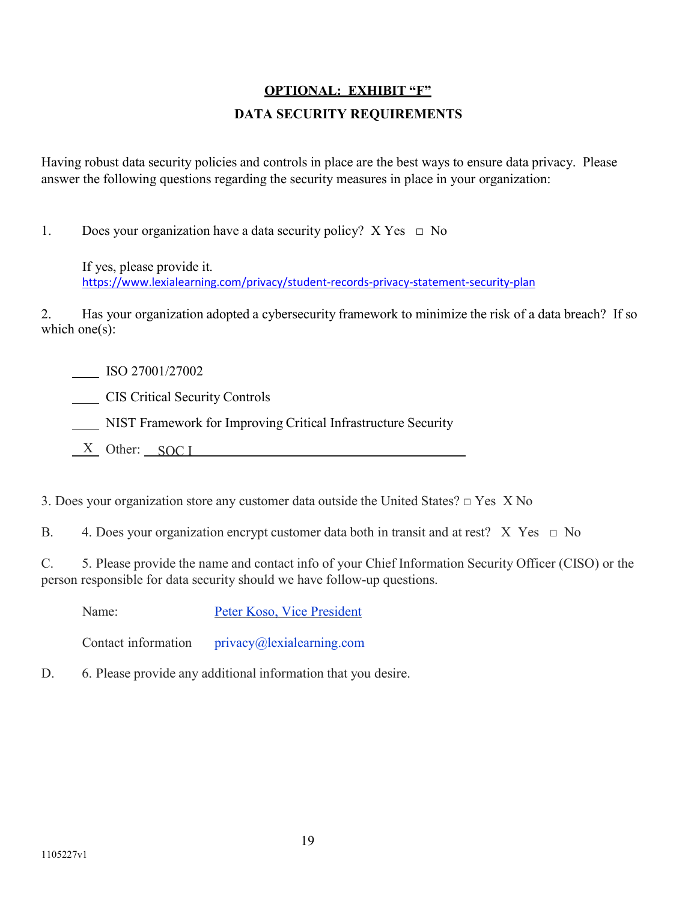## OPTIONAL: EXHIBIT "F"

## DATA SECURITY REQUIREMENTS

Having robust data security policies and controls in place are the best ways to ensure data privacy. Please answer the following questions regarding the security measures in place in your organization:

1. Does your organization have a data security policy? X Yes □ No

   If yes, please provide it.
   https://www.lexialearning.com/privacy/student-records-privacy-statement-security-plan

2. Has your organization adopted a cybersecurity framework to minimize the risk of a data breach? If so which one(s):

   ____ ISO 27001/27002

   ____ CIS Critical Security Controls

   ____ NIST Framework for Improving Critical Infrastructure Security

   _X_ Other: SOC I

3. Does your organization store any customer data outside the United States? □ Yes X No

B. 4. Does your organization encrypt customer data both in transit and at rest? X Yes □ No

C. 5. Please provide the name and contact info of your Chief Information Security Officer (CISO) or the person responsible for data security should we have follow-up questions.

   Name: Peter Koso, Vice President

   Contact information privacy@lexialearning.com

D. 6. Please provide any additional information that you desire.

1105227v1